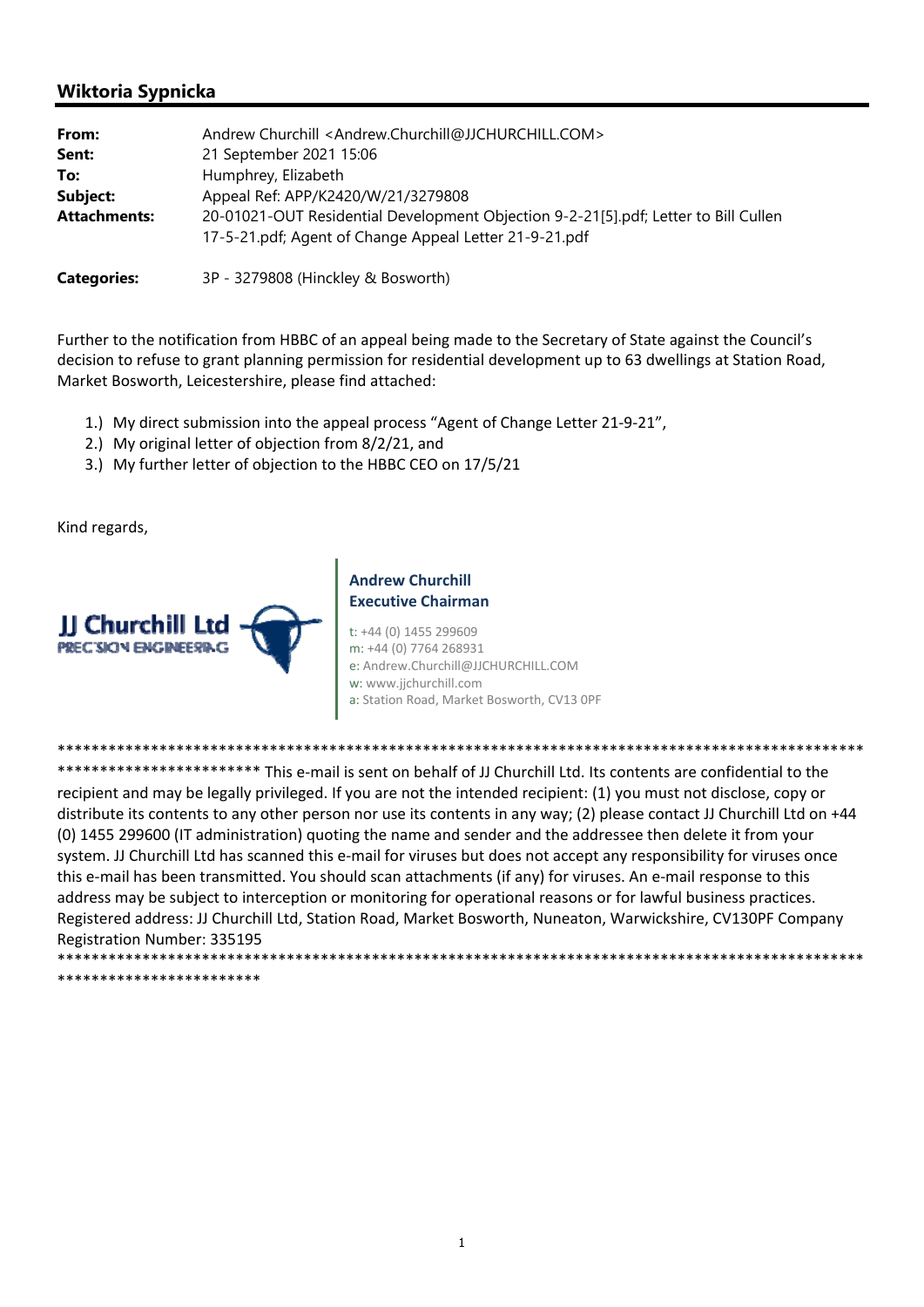## Wiktoria Sypnicka

| | |
|---|---|
| **From:** | Andrew Churchill <Andrew.Churchill@JJCHURCHILL.COM> |
| **Sent:** | 21 September 2021 15:06 |
| **To:** | Humphrey, Elizabeth |
| **Subject:** | Appeal Ref: APP/K2420/W/21/3279808 |
| **Attachments:** | 20-01021-OUT Residential Development Objection 9-2-21[5].pdf; Letter to Bill Cullen 17-5-21.pdf; Agent of Change Appeal Letter 21-9-21.pdf |
| **Categories:** | 3P - 3279808 (Hinckley & Bosworth) |

Further to the notification from HBBC of an appeal being made to the Secretary of State against the Council's decision to refuse to grant planning permission for residential development up to 63 dwellings at Station Road, Market Bosworth, Leicestershire, please find attached:

1.) My direct submission into the appeal process "Agent of Change Letter 21-9-21",
2.) My original letter of objection from 8/2/21, and
3.) My further letter of objection to the HBBC CEO on 17/5/21

Kind regards,

JJ Churchill Ltd
PRECISION ENGINEERING

**Andrew Churchill**
**Executive Chairman**

t: +44 (0) 1455 299609
m: +44 (0) 7764 268931
e: Andrew.Churchill@JJCHURCHILL.COM
w: www.jjchurchill.com
a: Station Road, Market Bosworth, CV13 0PF

****************************************************************************************************************************** This e-mail is sent on behalf of JJ Churchill Ltd. Its contents are confidential to the recipient and may be legally privileged. If you are not the intended recipient: (1) you must not disclose, copy or distribute its contents to any other person nor use its contents in any way; (2) please contact JJ Churchill Ltd on +44 (0) 1455 299600 (IT administration) quoting the name and sender and the addressee then delete it from your system. JJ Churchill Ltd has scanned this e-mail for viruses but does not accept any responsibility for viruses once this e-mail has been transmitted. You should scan attachments (if any) for viruses. An e-mail response to this address may be subject to interception or monitoring for operational reasons or for lawful business practices. Registered address: JJ Churchill Ltd, Station Road, Market Bosworth, Nuneaton, Warwickshire, CV130PF Company Registration Number: 335195
******************************************************************************************************************************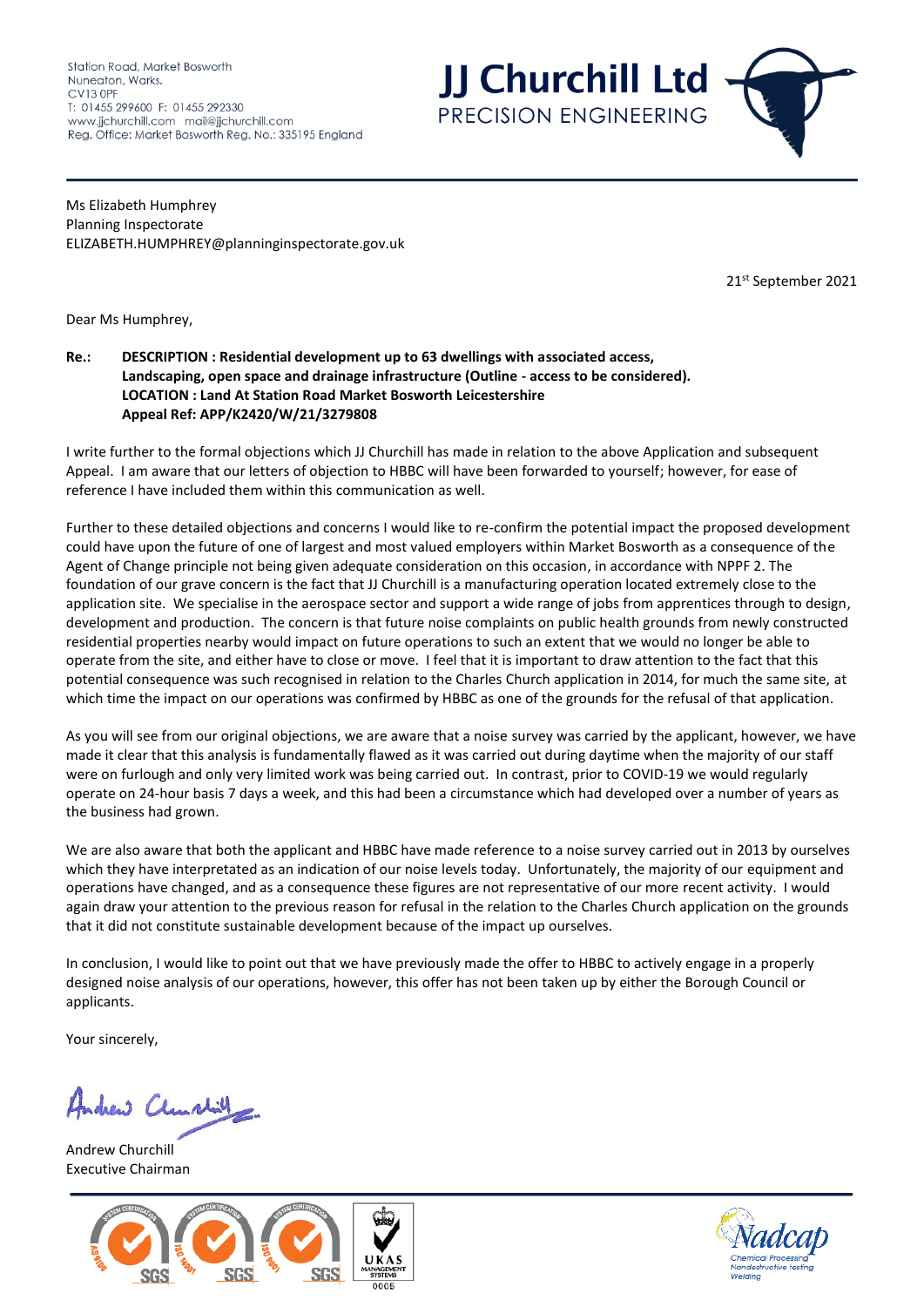Station Road, Market Bosworth
Nuneaton, Warks.
CV13 0PF
T: 01455 299600 F: 01455 292330
www.jjchurchill.com mail@jjchurchill.com
Reg. Office: Market Bosworth Reg. No.: 335195 England

**JJ Churchill Ltd**
PRECISION ENGINEERING

Ms Elizabeth Humphrey
Planning Inspectorate
ELIZABETH.HUMPHREY@planninginspectorate.gov.uk

21st September 2021

Dear Ms Humphrey,

**Re.: DESCRIPTION : Residential development up to 63 dwellings with associated access, Landscaping, open space and drainage infrastructure (Outline - access to be considered).**
**LOCATION : Land At Station Road Market Bosworth Leicestershire**
**Appeal Ref: APP/K2420/W/21/3279808**

I write further to the formal objections which JJ Churchill has made in relation to the above Application and subsequent Appeal. I am aware that our letters of objection to HBBC will have been forwarded to yourself; however, for ease of reference I have included them within this communication as well.

Further to these detailed objections and concerns I would like to re-confirm the potential impact the proposed development could have upon the future of one of largest and most valued employers within Market Bosworth as a consequence of the Agent of Change principle not being given adequate consideration on this occasion, in accordance with NPPF 2. The foundation of our grave concern is the fact that JJ Churchill is a manufacturing operation located extremely close to the application site. We specialise in the aerospace sector and support a wide range of jobs from apprentices through to design, development and production. The concern is that future noise complaints on public health grounds from newly constructed residential properties nearby would impact on future operations to such an extent that we would no longer be able to operate from the site, and either have to close or move. I feel that it is important to draw attention to the fact that this potential consequence was such recognised in relation to the Charles Church application in 2014, for much the same site, at which time the impact on our operations was confirmed by HBBC as one of the grounds for the refusal of that application.

As you will see from our original objections, we are aware that a noise survey was carried by the applicant, however, we have made it clear that this analysis is fundamentally flawed as it was carried out during daytime when the majority of our staff were on furlough and only very limited work was being carried out. In contrast, prior to COVID-19 we would regularly operate on 24-hour basis 7 days a week, and this had been a circumstance which had developed over a number of years as the business had grown.

We are also aware that both the applicant and HBBC have made reference to a noise survey carried out in 2013 by ourselves which they have interpretated as an indication of our noise levels today. Unfortunately, the majority of our equipment and operations have changed, and as a consequence these figures are not representative of our more recent activity. I would again draw your attention to the previous reason for refusal in the relation to the Charles Church application on the grounds that it did not constitute sustainable development because of the impact up ourselves.

In conclusion, I would like to point out that we have previously made the offer to HBBC to actively engage in a properly designed noise analysis of our operations, however, this offer has not been taken up by either the Borough Council or applicants.

Your sincerely,

Andrew Churchill
Executive Chairman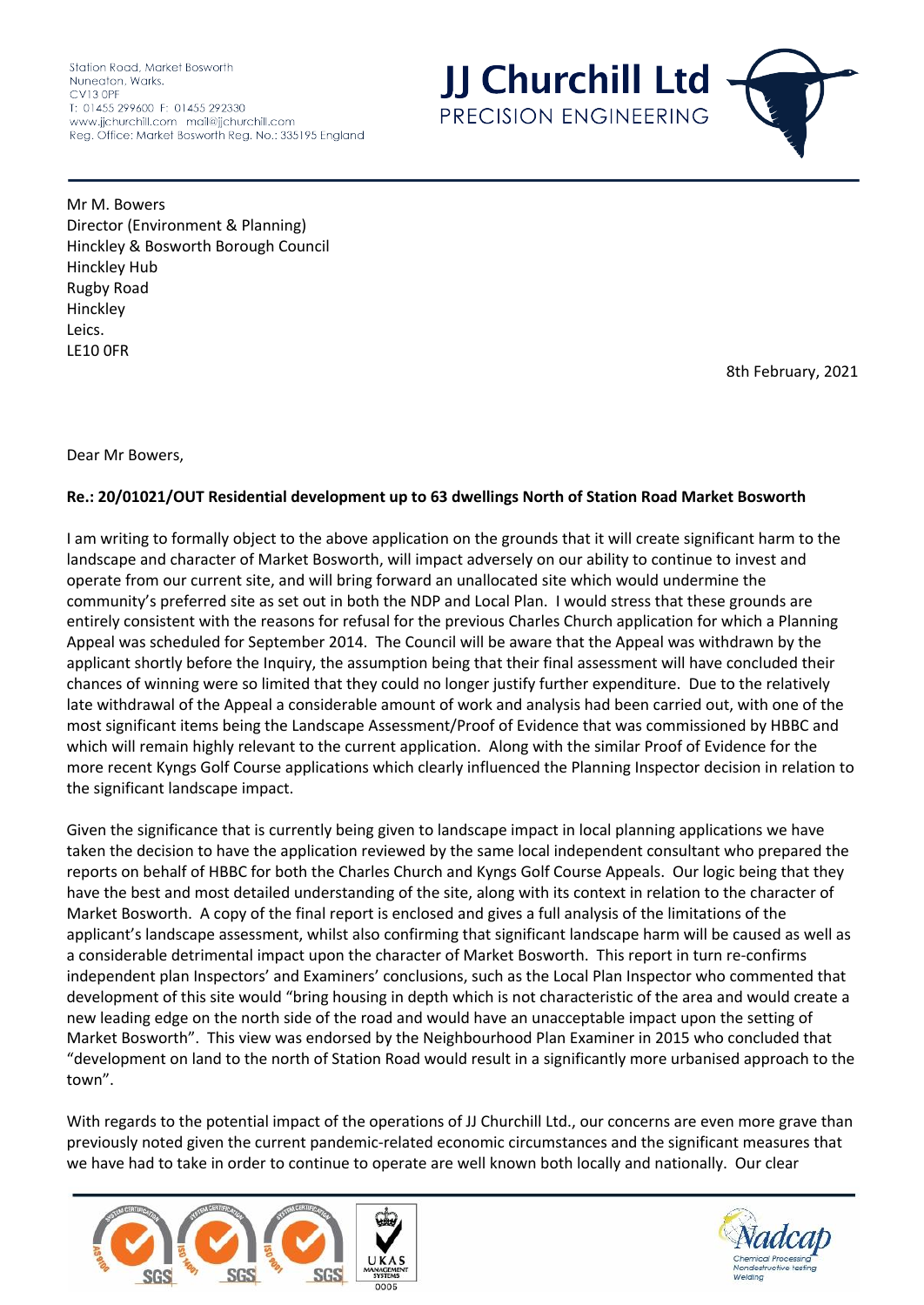Station Road, Market Bosworth
Nuneaton, Warks.
CV13 0PF
T: 01455 299600 F: 01455 292330
www.jjchurchill.com mail@jjchurchill.com
Reg. Office: Market Bosworth Reg. No.: 335195 England

**JJ Churchill Ltd**
PRECISION ENGINEERING

Mr M. Bowers
Director (Environment & Planning)
Hinckley & Bosworth Borough Council
Hinckley Hub
Rugby Road
Hinckley
Leics.
LE10 0FR

8th February, 2021

Dear Mr Bowers,

**Re.: 20/01021/OUT Residential development up to 63 dwellings North of Station Road Market Bosworth**

I am writing to formally object to the above application on the grounds that it will create significant harm to the landscape and character of Market Bosworth, will impact adversely on our ability to continue to invest and operate from our current site, and will bring forward an unallocated site which would undermine the community's preferred site as set out in both the NDP and Local Plan. I would stress that these grounds are entirely consistent with the reasons for refusal for the previous Charles Church application for which a Planning Appeal was scheduled for September 2014. The Council will be aware that the Appeal was withdrawn by the applicant shortly before the Inquiry, the assumption being that their final assessment will have concluded their chances of winning were so limited that they could no longer justify further expenditure. Due to the relatively late withdrawal of the Appeal a considerable amount of work and analysis had been carried out, with one of the most significant items being the Landscape Assessment/Proof of Evidence that was commissioned by HBBC and which will remain highly relevant to the current application. Along with the similar Proof of Evidence for the more recent Kyngs Golf Course applications which clearly influenced the Planning Inspector decision in relation to the significant landscape impact.

Given the significance that is currently being given to landscape impact in local planning applications we have taken the decision to have the application reviewed by the same local independent consultant who prepared the reports on behalf of HBBC for both the Charles Church and Kyngs Golf Course Appeals. Our logic being that they have the best and most detailed understanding of the site, along with its context in relation to the character of Market Bosworth. A copy of the final report is enclosed and gives a full analysis of the limitations of the applicant's landscape assessment, whilst also confirming that significant landscape harm will be caused as well as a considerable detrimental impact upon the character of Market Bosworth. This report in turn re-confirms independent plan Inspectors' and Examiners' conclusions, such as the Local Plan Inspector who commented that development of this site would "bring housing in depth which is not characteristic of the area and would create a new leading edge on the north side of the road and would have an unacceptable impact upon the setting of Market Bosworth". This view was endorsed by the Neighbourhood Plan Examiner in 2015 who concluded that "development on land to the north of Station Road would result in a significantly more urbanised approach to the town".

With regards to the potential impact of the operations of JJ Churchill Ltd., our concerns are even more grave than previously noted given the current pandemic-related economic circumstances and the significant measures that we have had to take in order to continue to operate are well known both locally and nationally. Our clear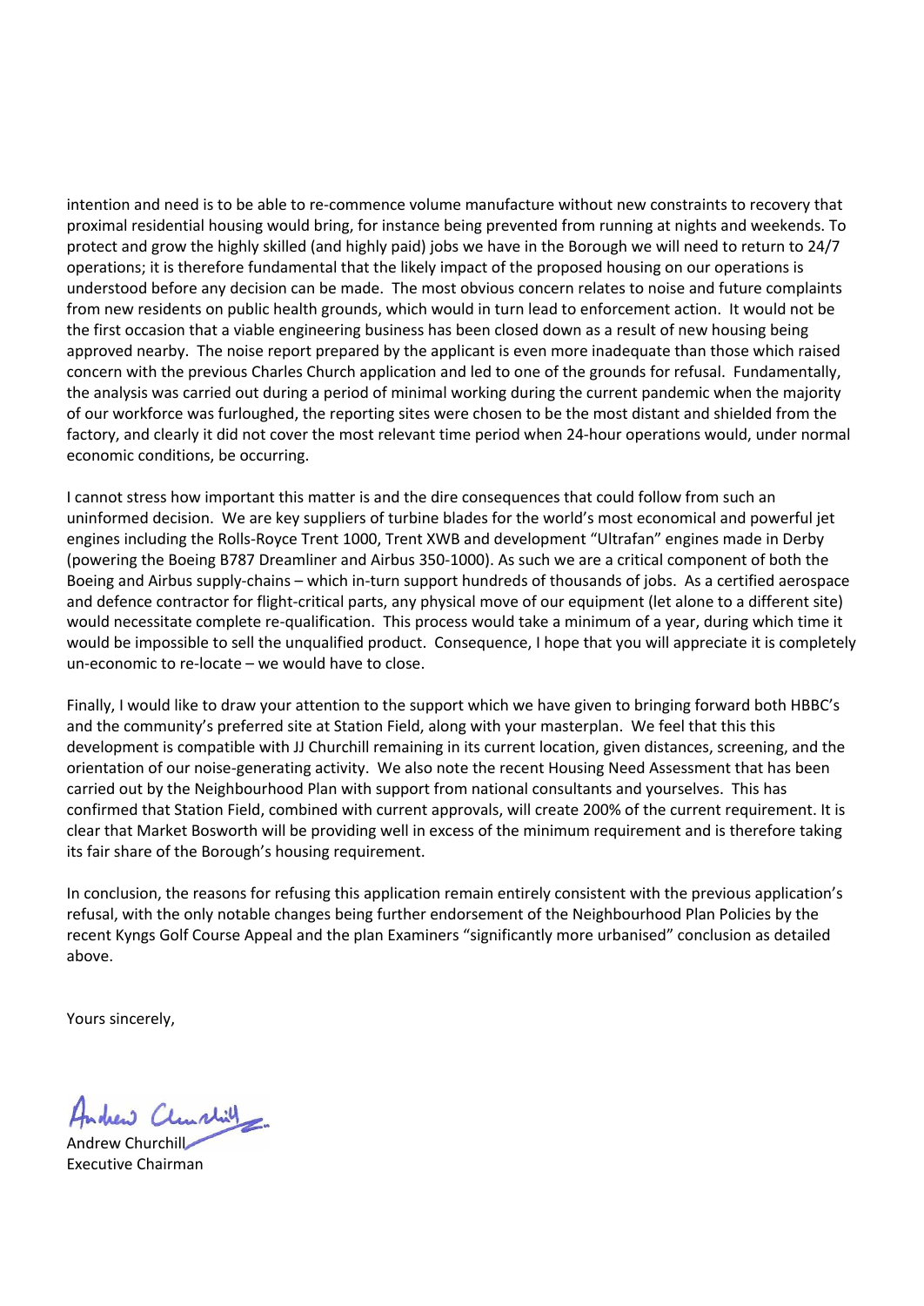intention and need is to be able to re-commence volume manufacture without new constraints to recovery that proximal residential housing would bring, for instance being prevented from running at nights and weekends. To protect and grow the highly skilled (and highly paid) jobs we have in the Borough we will need to return to 24/7 operations; it is therefore fundamental that the likely impact of the proposed housing on our operations is understood before any decision can be made. The most obvious concern relates to noise and future complaints from new residents on public health grounds, which would in turn lead to enforcement action. It would not be the first occasion that a viable engineering business has been closed down as a result of new housing being approved nearby. The noise report prepared by the applicant is even more inadequate than those which raised concern with the previous Charles Church application and led to one of the grounds for refusal. Fundamentally, the analysis was carried out during a period of minimal working during the current pandemic when the majority of our workforce was furloughed, the reporting sites were chosen to be the most distant and shielded from the factory, and clearly it did not cover the most relevant time period when 24-hour operations would, under normal economic conditions, be occurring.

I cannot stress how important this matter is and the dire consequences that could follow from such an uninformed decision. We are key suppliers of turbine blades for the world's most economical and powerful jet engines including the Rolls-Royce Trent 1000, Trent XWB and development "Ultrafan" engines made in Derby (powering the Boeing B787 Dreamliner and Airbus 350-1000). As such we are a critical component of both the Boeing and Airbus supply-chains – which in-turn support hundreds of thousands of jobs. As a certified aerospace and defence contractor for flight-critical parts, any physical move of our equipment (let alone to a different site) would necessitate complete re-qualification. This process would take a minimum of a year, during which time it would be impossible to sell the unqualified product. Consequence, I hope that you will appreciate it is completely un-economic to re-locate – we would have to close.

Finally, I would like to draw your attention to the support which we have given to bringing forward both HBBC's and the community's preferred site at Station Field, along with your masterplan. We feel that this this development is compatible with JJ Churchill remaining in its current location, given distances, screening, and the orientation of our noise-generating activity. We also note the recent Housing Need Assessment that has been carried out by the Neighbourhood Plan with support from national consultants and yourselves. This has confirmed that Station Field, combined with current approvals, will create 200% of the current requirement. It is clear that Market Bosworth will be providing well in excess of the minimum requirement and is therefore taking its fair share of the Borough's housing requirement.

In conclusion, the reasons for refusing this application remain entirely consistent with the previous application's refusal, with the only notable changes being further endorsement of the Neighbourhood Plan Policies by the recent Kyngs Golf Course Appeal and the plan Examiners "significantly more urbanised" conclusion as detailed above.

Yours sincerely,

Andrew Churchill
Executive Chairman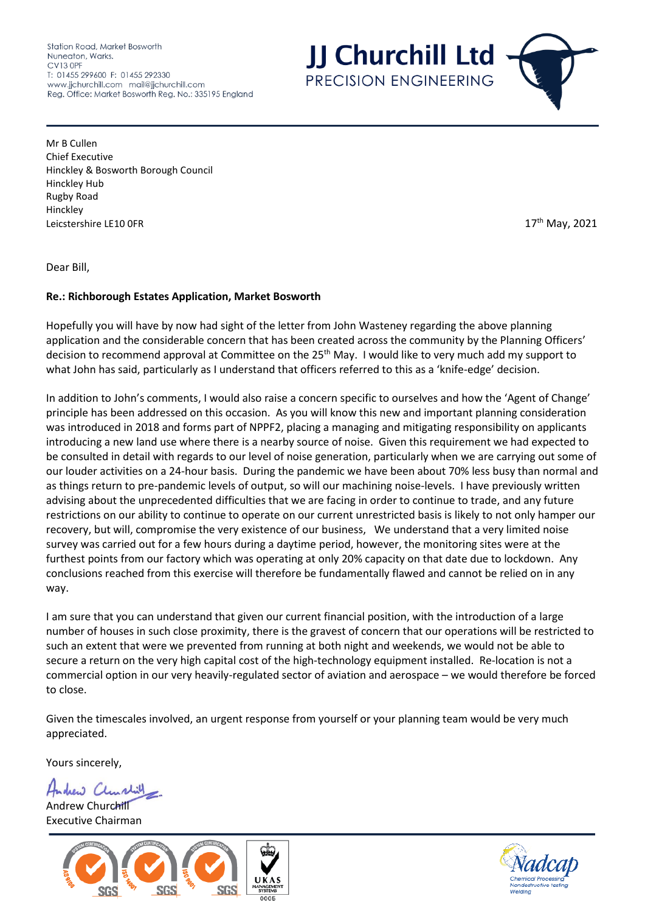Station Road, Market Bosworth
Nuneaton, Warks.
CV13 0PF
T: 01455 299600 F: 01455 292330
www.jjchurchill.com mail@jjchurchill.com
Reg. Office: Market Bosworth Reg. No.: 335195 England

**JJ Churchill Ltd**
PRECISION ENGINEERING

Mr B Cullen
Chief Executive
Hinckley & Bosworth Borough Council
Hinckley Hub
Rugby Road
Hinckley
Leicstershire LE10 0FR

17th May, 2021

Dear Bill,

**Re.: Richborough Estates Application, Market Bosworth**

Hopefully you will have by now had sight of the letter from John Wasteney regarding the above planning application and the considerable concern that has been created across the community by the Planning Officers' decision to recommend approval at Committee on the 25th May. I would like to very much add my support to what John has said, particularly as I understand that officers referred to this as a 'knife-edge' decision.

In addition to John's comments, I would also raise a concern specific to ourselves and how the 'Agent of Change' principle has been addressed on this occasion. As you will know this new and important planning consideration was introduced in 2018 and forms part of NPPF2, placing a managing and mitigating responsibility on applicants introducing a new land use where there is a nearby source of noise. Given this requirement we had expected to be consulted in detail with regards to our level of noise generation, particularly when we are carrying out some of our louder activities on a 24-hour basis. During the pandemic we have been about 70% less busy than normal and as things return to pre-pandemic levels of output, so will our machining noise-levels. I have previously written advising about the unprecedented difficulties that we are facing in order to continue to trade, and any future restrictions on our ability to continue to operate on our current unrestricted basis is likely to not only hamper our recovery, but will, compromise the very existence of our business, We understand that a very limited noise survey was carried out for a few hours during a daytime period, however, the monitoring sites were at the furthest points from our factory which was operating at only 20% capacity on that date due to lockdown. Any conclusions reached from this exercise will therefore be fundamentally flawed and cannot be relied on in any way.

I am sure that you can understand that given our current financial position, with the introduction of a large number of houses in such close proximity, there is the gravest of concern that our operations will be restricted to such an extent that were we prevented from running at both night and weekends, we would not be able to secure a return on the very high capital cost of the high-technology equipment installed. Re-location is not a commercial option in our very heavily-regulated sector of aviation and aerospace – we would therefore be forced to close.

Given the timescales involved, an urgent response from yourself or your planning team would be very much appreciated.

Yours sincerely,

Andrew Churchill
Executive Chairman